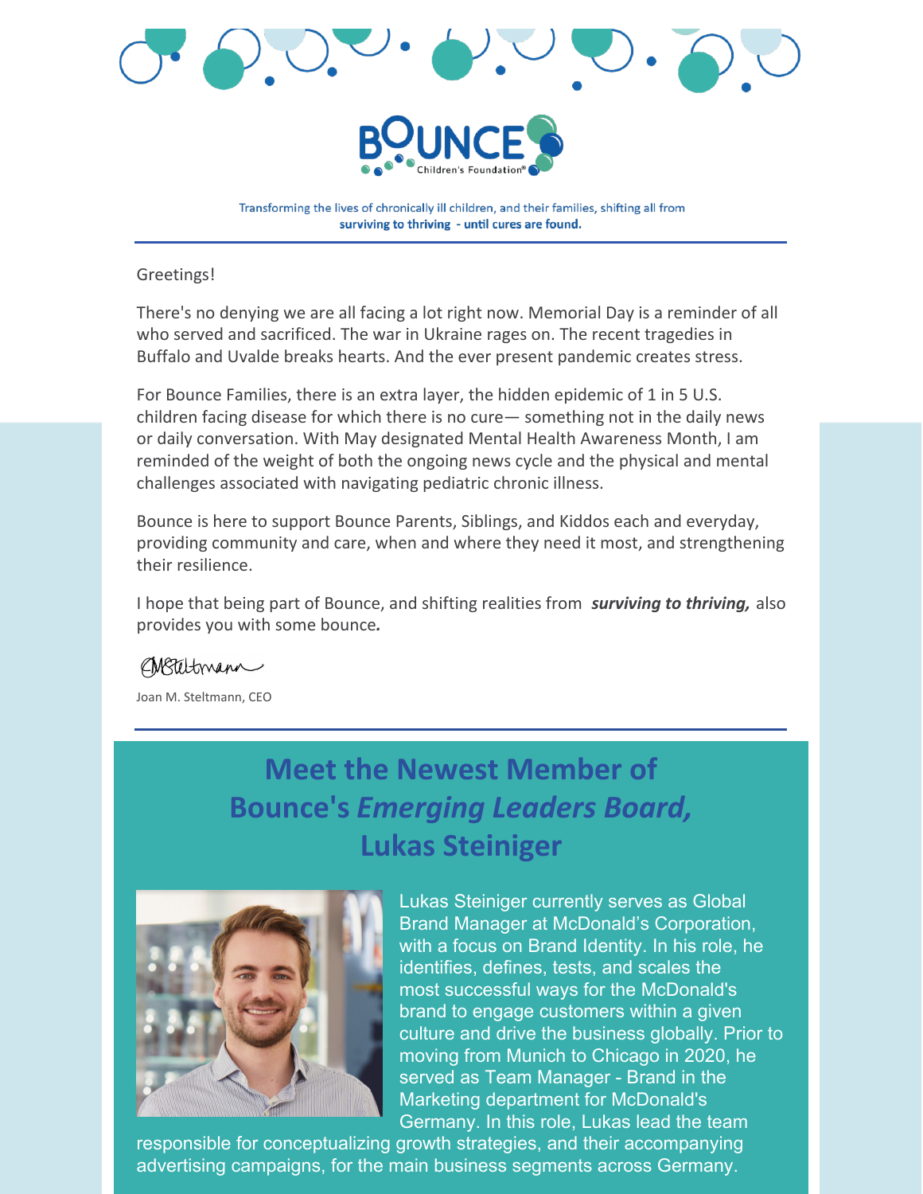# BOUNCE Children's Foundation®

Transforming the lives of chronically ill children, and their families, shifting all from **surviving to thriving - until cures are found.**

---

Greetings!

There's no denying we are all facing a lot right now. Memorial Day is a reminder of all who served and sacrificed. The war in Ukraine rages on. The recent tragedies in Buffalo and Uvalde breaks hearts. And the ever present pandemic creates stress.

For Bounce Families, there is an extra layer, the hidden epidemic of 1 in 5 U.S. children facing disease for which there is no cure— something not in the daily news or daily conversation. With May designated Mental Health Awareness Month, I am reminded of the weight of both the ongoing news cycle and the physical and mental challenges associated with navigating pediatric chronic illness.

Bounce is here to support Bounce Parents, Siblings, and Kiddos each and everyday, providing community and care, when and where they need it most, and strengthening their resilience.

I hope that being part of Bounce, and shifting realities from ***surviving to thriving,*** also provides you with some bounce***.***

Joan M. Steltmann, CEO

---

## Meet the Newest Member of Bounce's *Emerging Leaders Board,* Lukas Steiniger

Lukas Steiniger currently serves as Global Brand Manager at McDonald's Corporation, with a focus on Brand Identity. In his role, he identifies, defines, tests, and scales the most successful ways for the McDonald's brand to engage customers within a given culture and drive the business globally. Prior to moving from Munich to Chicago in 2020, he served as Team Manager - Brand in the Marketing department for McDonald's Germany. In this role, Lukas lead the team responsible for conceptualizing growth strategies, and their accompanying advertising campaigns, for the main business segments across Germany.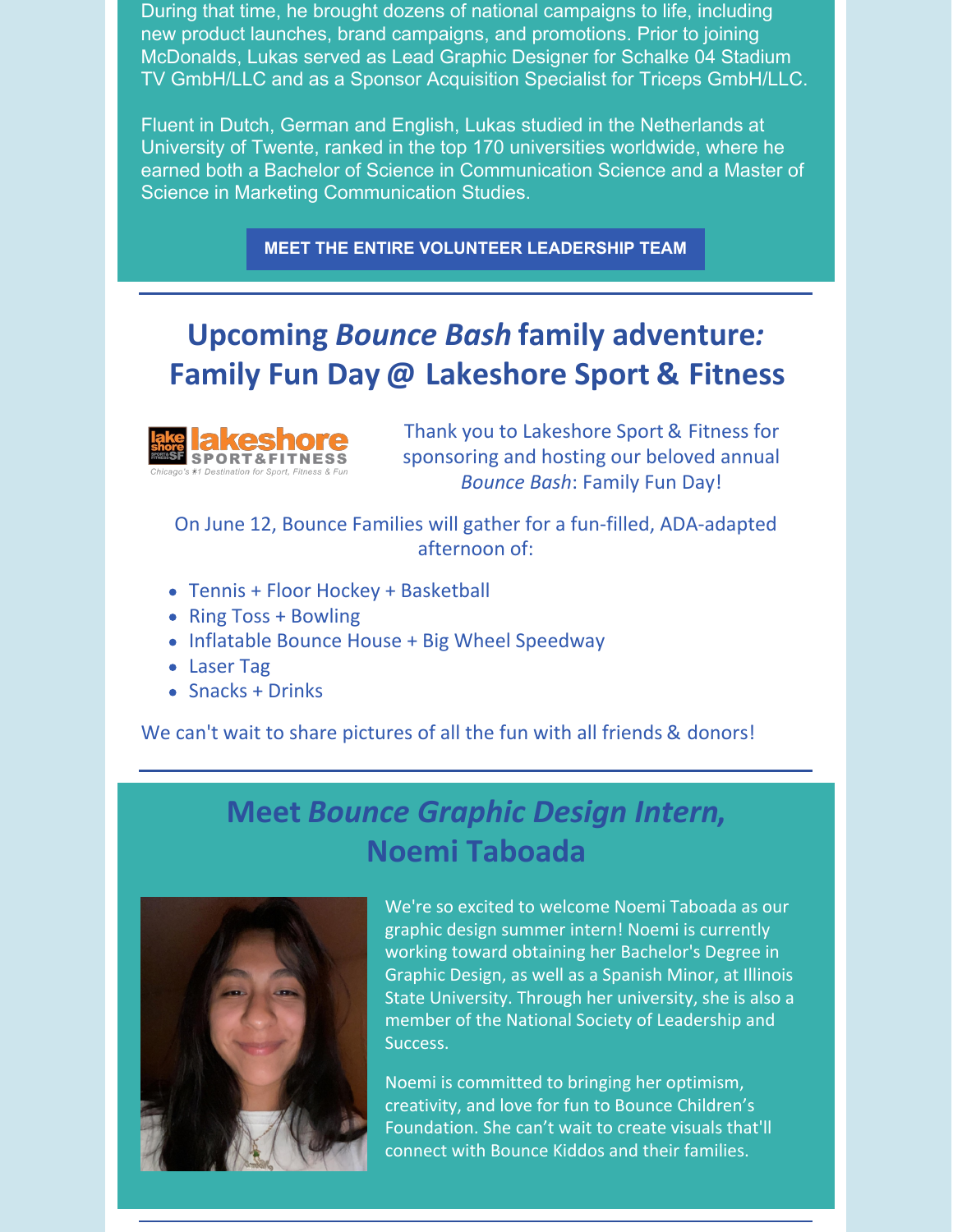During that time, he brought dozens of national campaigns to life, including new product launches, brand campaigns, and promotions. Prior to joining McDonalds, Lukas served as Lead Graphic Designer for Schalke 04 Stadium TV GmbH/LLC and as a Sponsor Acquisition Specialist for Triceps GmbH/LLC.

Fluent in Dutch, German and English, Lukas studied in the Netherlands at University of Twente, ranked in the top 170 universities worldwide, where he earned both a Bachelor of Science in Communication Science and a Master of Science in Marketing Communication Studies.

**MEET THE ENTIRE VOLUNTEER LEADERSHIP TEAM**

---

## Upcoming *Bounce Bash* family adventure*:* Family Fun Day @ Lakeshore Sport & Fitness

Thank you to Lakeshore Sport & Fitness for sponsoring and hosting our beloved annual *Bounce Bash*: Family Fun Day!

On June 12, Bounce Families will gather for a fun-filled, ADA-adapted afternoon of:

- Tennis + Floor Hockey + Basketball
- Ring Toss + Bowling
- Inflatable Bounce House + Big Wheel Speedway
- Laser Tag
- Snacks + Drinks

We can't wait to share pictures of all the fun with all friends & donors!

---

## Meet *Bounce Graphic Design Intern,* Noemi Taboada

We're so excited to welcome Noemi Taboada as our graphic design summer intern! Noemi is currently working toward obtaining her Bachelor's Degree in Graphic Design, as well as a Spanish Minor, at Illinois State University. Through her university, she is also a member of the National Society of Leadership and Success.

Noemi is committed to bringing her optimism, creativity, and love for fun to Bounce Children's Foundation. She can't wait to create visuals that'll connect with Bounce Kiddos and their families.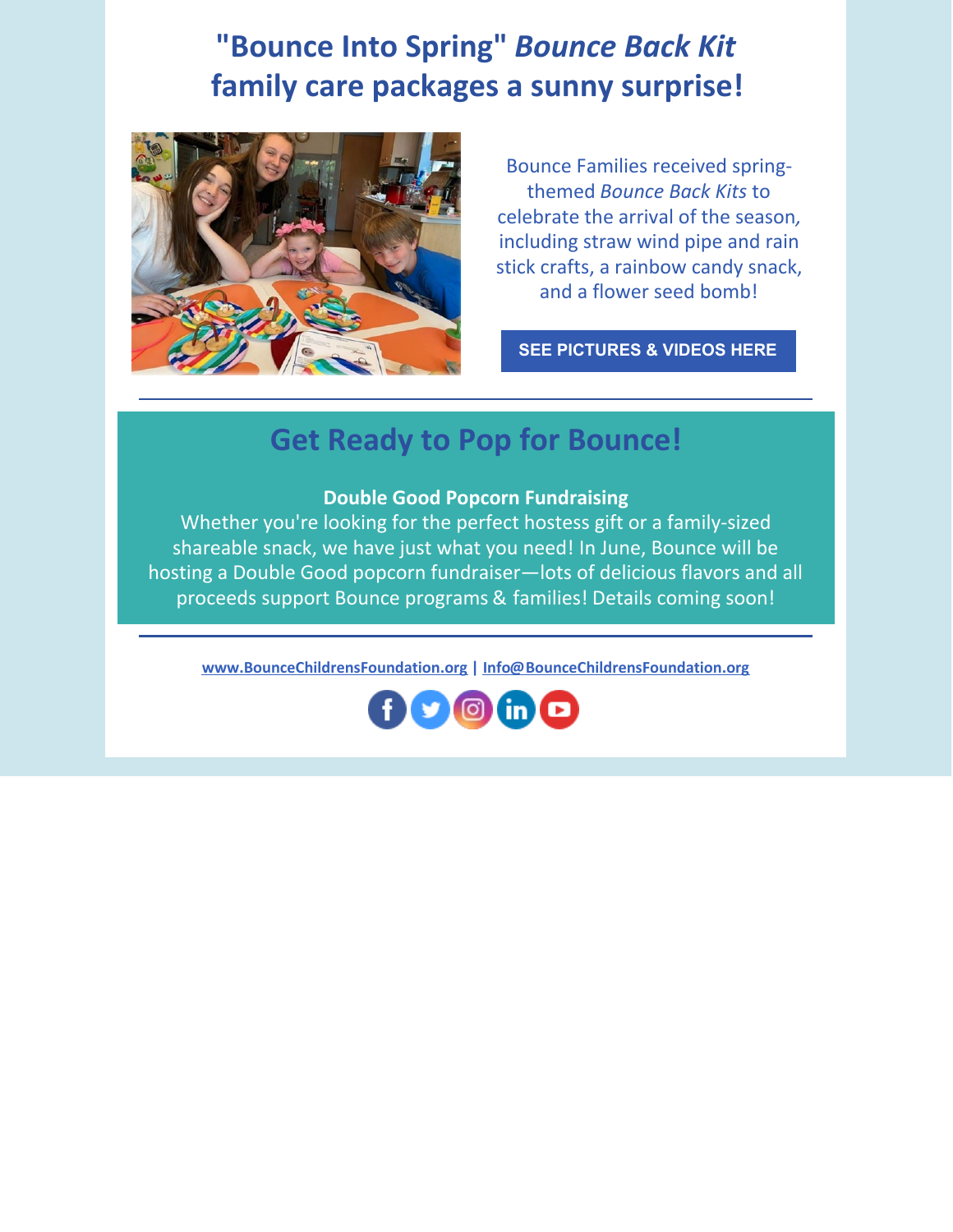# "Bounce Into Spring" *Bounce Back Kit* family care packages a sunny surprise!

Bounce Families received spring-themed *Bounce Back Kits* to celebrate the arrival of the season, including straw wind pipe and rain stick crafts, a rainbow candy snack, and a flower seed bomb!

SEE PICTURES & VIDEOS HERE

---

## Get Ready to Pop for Bounce!

**Double Good Popcorn Fundraising**

Whether you're looking for the perfect hostess gift or a family-sized shareable snack, we have just what you need! In June, Bounce will be hosting a Double Good popcorn fundraiser—lots of delicious flavors and all proceeds support Bounce programs & families! Details coming soon!

---

**www.BounceChildrensFoundation.org | Info@BounceChildrensFoundation.org**